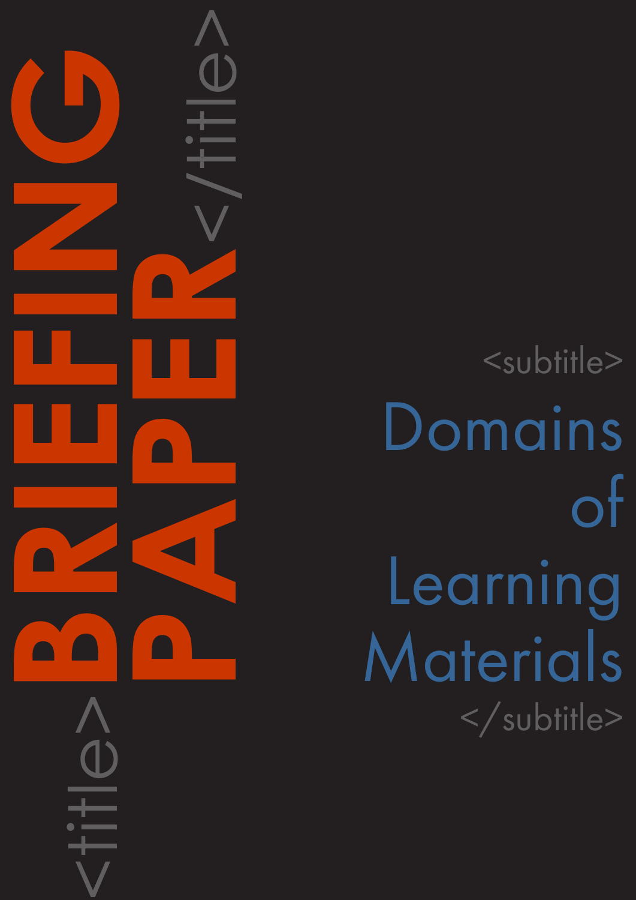<title>

# BRIEFING PAPER

</title>

<subtitle>

## Domains of Learning Materials

</subtitle>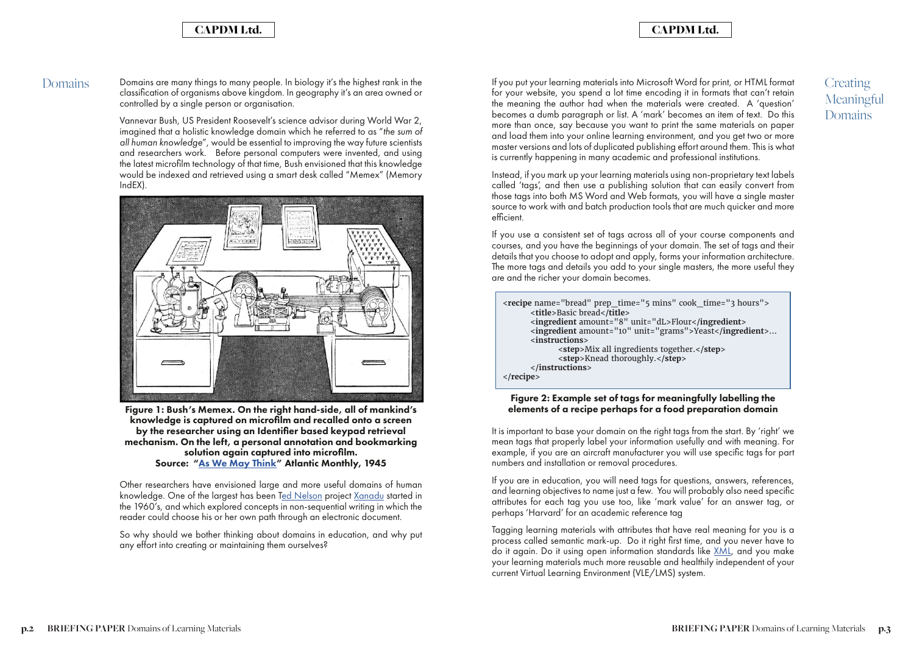## Domains

Domains are many things to many people. In biology it's the highest rank in the classification of organisms above kingdom. In geography it's an area owned or controlled by a single person or organisation.

Vannevar Bush, US President Roosevelt's science advisor during World War 2, imagined that a holistic knowledge domain which he referred to as "*the sum of all human knowledge*", would be essential to improving the way future scientists and researchers work. Before personal computers were invented, and using the latest microfilm technology of that time, Bush envisioned that this knowledge would be indexed and retrieved using a smart desk called "Memex" (Memory IndEX).

**Figure 1: Bush's Memex. On the right hand-side, all of mankind's knowledge is captured on microfilm and recalled onto a screen by the researcher using an Identifier based keypad retrieval mechanism. On the left, a personal annotation and bookmarking solution again captured into microfilm.**
**Source: "As We May Think" Atlantic Monthly, 1945**

Other researchers have envisioned large and more useful domains of human knowledge. One of the largest has been Ted Nelson project Xanadu started in the 1960's, and which explored concepts in non-sequential writing in which the reader could choose his or her own path through an electronic document.

So why should we bother thinking about domains in education, and why put any effort into creating or maintaining them ourselves?

## Creating Meaningful Domains

If you put your learning materials into Microsoft Word for print, or HTML format for your website, you spend a lot time encoding it in formats that can't retain the meaning the author had when the materials were created. A 'question' becomes a dumb paragraph or list. A 'mark' becomes an item of text. Do this more than once, say because you want to print the same materials on paper and load them into your online learning environment, and you get two or more master versions and lots of duplicated publishing effort around them. This is what is currently happening in many academic and professional institutions.

Instead, if you mark up your learning materials using non-proprietary text labels called 'tags', and then use a publishing solution that can easily convert from those tags into both MS Word and Web formats, you will have a single master source to work with and batch production tools that are much quicker and more efficient.

If you use a consistent set of tags across all of your course components and courses, and you have the beginnings of your domain. The set of tags and their details that you choose to adopt and apply, forms your information architecture. The more tags and details you add to your single masters, the more useful they are and the richer your domain becomes.

```
<recipe name="bread" prep_time="5 mins" cook_time="3 hours">
        <title>Basic bread</title>
        <ingredient amount="8" unit="dL>Flour</ingredient>
        <ingredient amount="10" unit="grams">Yeast</ingredient>...
        <instructions>
                <step>Mix all ingredients together.</step>
                <step>Knead thoroughly.</step>
        </instructions>
</recipe>
```

**Figure 2: Example set of tags for meaningfully labelling the elements of a recipe perhaps for a food preparation domain**

It is important to base your domain on the right tags from the start. By 'right' we mean tags that properly label your information usefully and with meaning. For example, if you are an aircraft manufacturer you will use specific tags for part numbers and installation or removal procedures.

If you are in education, you will need tags for questions, answers, references, and learning objectives to name just a few. You will probably also need specific attributes for each tag you use too, like 'mark value' for an answer tag, or perhaps 'Harvard' for an academic reference tag

Tagging learning materials with attributes that have real meaning for you is a process called semantic mark-up. Do it right first time, and you never have to do it again. Do it using open information standards like XML, and you make your learning materials much more reusable and healthily independent of your current Virtual Learning Environment (VLE/LMS) system.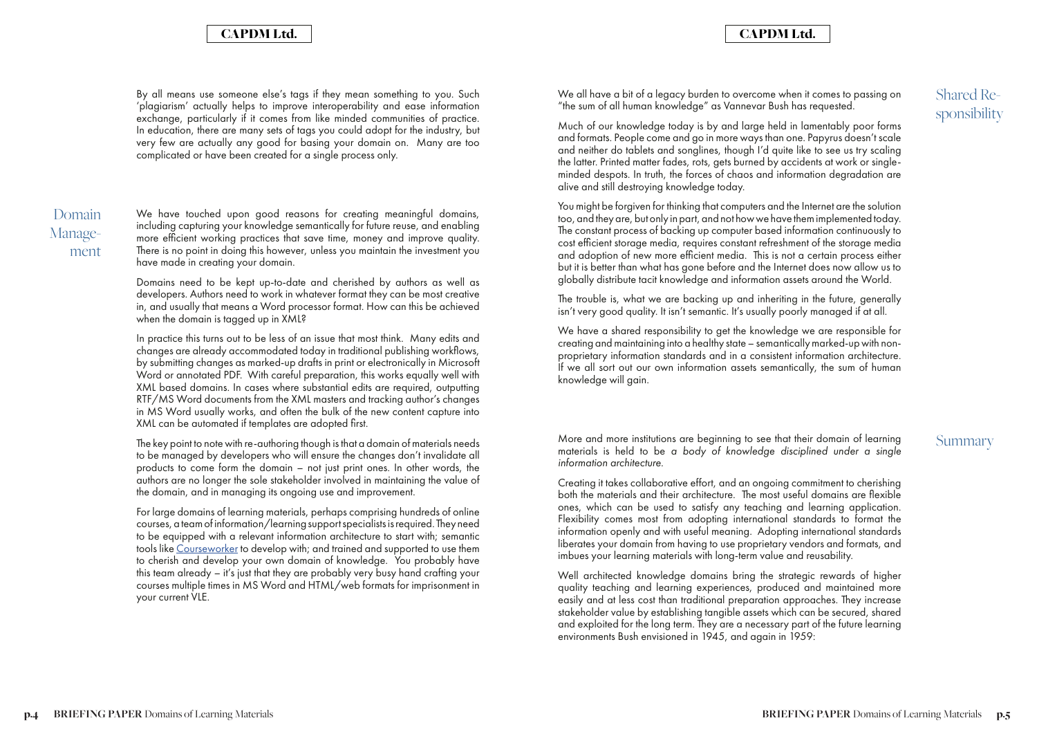By all means use someone else's tags if they mean something to you. Such 'plagiarism' actually helps to improve interoperability and ease information exchange, particularly if it comes from like minded communities of practice. In education, there are many sets of tags you could adopt for the industry, but very few are actually any good for basing your domain on. Many are too complicated or have been created for a single process only.

## Domain Management

We have touched upon good reasons for creating meaningful domains, including capturing your knowledge semantically for future reuse, and enabling more efficient working practices that save time, money and improve quality. There is no point in doing this however, unless you maintain the investment you have made in creating your domain.

Domains need to be kept up-to-date and cherished by authors as well as developers. Authors need to work in whatever format they can be most creative in, and usually that means a Word processor format. How can this be achieved when the domain is tagged up in XML?

In practice this turns out to be less of an issue that most think. Many edits and changes are already accommodated today in traditional publishing workflows, by submitting changes as marked-up drafts in print or electronically in Microsoft Word or annotated PDF. With careful preparation, this works equally well with XML based domains. In cases where substantial edits are required, outputting RTF/MS Word documents from the XML masters and tracking author's changes in MS Word usually works, and often the bulk of the new content capture into XML can be automated if templates are adopted first.

The key point to note with re-authoring though is that a domain of materials needs to be managed by developers who will ensure the changes don't invalidate all products to come form the domain – not just print ones. In other words, the authors are no longer the sole stakeholder involved in maintaining the value of the domain, and in managing its ongoing use and improvement.

For large domains of learning materials, perhaps comprising hundreds of online courses, a team of information/learning support specialists is required. They need to be equipped with a relevant information architecture to start with; semantic tools like Courseworker to develop with; and trained and supported to use them to cherish and develop your own domain of knowledge. You probably have this team already – it's just that they are probably very busy hand crafting your courses multiple times in MS Word and HTML/web formats for imprisonment in your current VLE.

## Shared Responsibility

We all have a bit of a legacy burden to overcome when it comes to passing on "the sum of all human knowledge" as Vannevar Bush has requested.

Much of our knowledge today is by and large held in lamentably poor forms and formats. People come and go in more ways than one. Papyrus doesn't scale and neither do tablets and songlines, though I'd quite like to see us try scaling the latter. Printed matter fades, rots, gets burned by accidents at work or single-minded despots. In truth, the forces of chaos and information degradation are alive and still destroying knowledge today.

You might be forgiven for thinking that computers and the Internet are the solution too, and they are, but only in part, and not how we have them implemented today. The constant process of backing up computer based information continuously to cost efficient storage media, requires constant refreshment of the storage media and adoption of new more efficient media. This is not a certain process either but it is better than what has gone before and the Internet does now allow us to globally distribute tacit knowledge and information assets around the World.

The trouble is, what we are backing up and inheriting in the future, generally isn't very good quality. It isn't semantic. It's usually poorly managed if at all.

We have a shared responsibility to get the knowledge we are responsible for creating and maintaining into a healthy state – semantically marked-up with non-proprietary information standards and in a consistent information architecture. If we all sort out our own information assets semantically, the sum of human knowledge will gain.

## Summary

More and more institutions are beginning to see that their domain of learning materials is held to be *a body of knowledge disciplined under a single information architecture*.

Creating it takes collaborative effort, and an ongoing commitment to cherishing both the materials and their architecture. The most useful domains are flexible ones, which can be used to satisfy any teaching and learning application. Flexibility comes most from adopting international standards to format the information openly and with useful meaning. Adopting international standards liberates your domain from having to use proprietary vendors and formats, and imbues your learning materials with long-term value and reusability.

Well architected knowledge domains bring the strategic rewards of higher quality teaching and learning experiences, produced and maintained more easily and at less cost than traditional preparation approaches. They increase stakeholder value by establishing tangible assets which can be secured, shared and exploited for the long term. They are a necessary part of the future learning environments Bush envisioned in 1945, and again in 1959: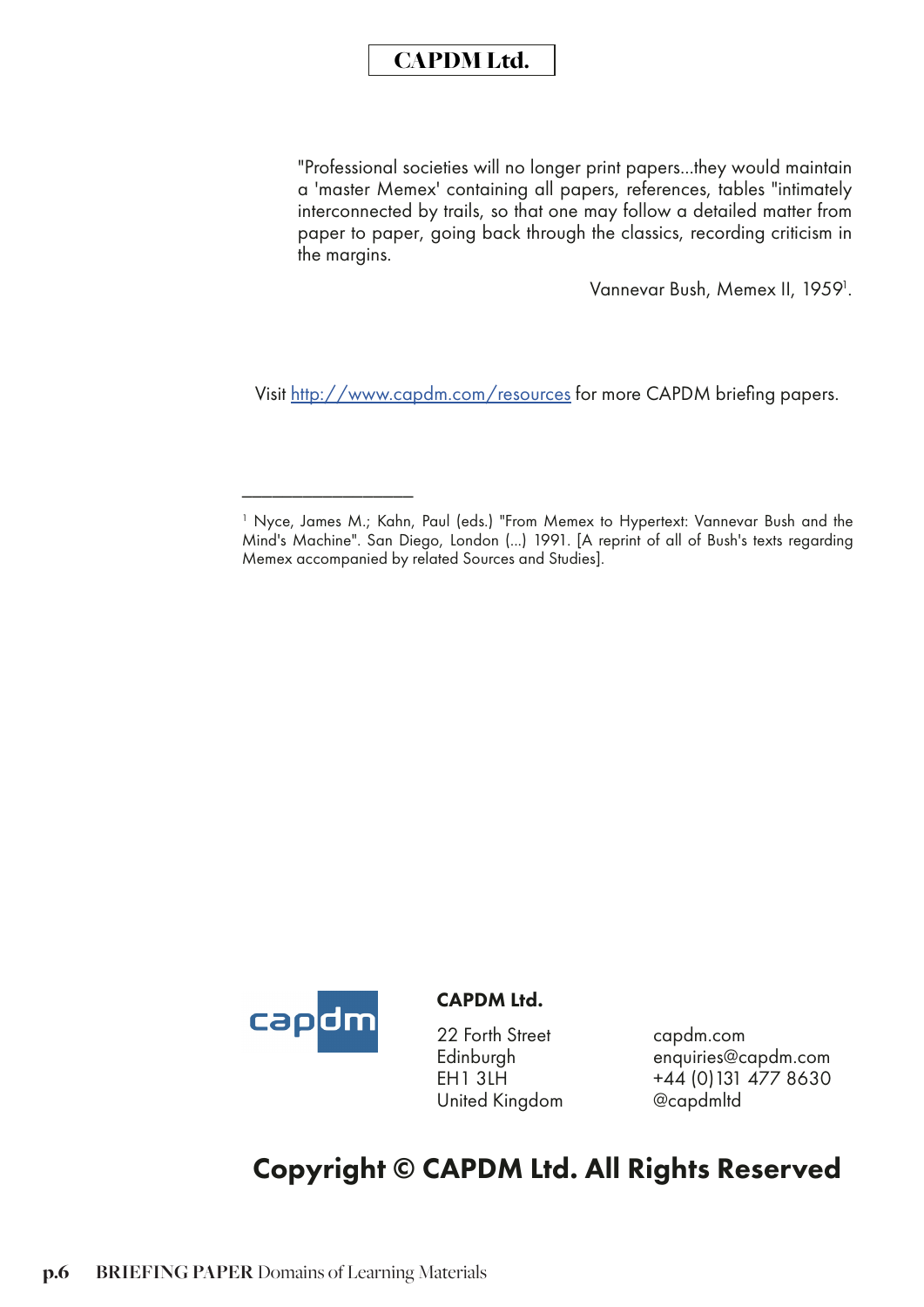"Professional societies will no longer print papers...they would maintain a 'master Memex' containing all papers, references, tables "intimately interconnected by trails, so that one may follow a detailed matter from paper to paper, going back through the classics, recording criticism in the margins.

Vannevar Bush, Memex II, 1959[1].

Visit [http://www.capdm.com/resources](http://www.capdm.com/resources) for more CAPDM briefing papers.

---

[1] Nyce, James M.; Kahn, Paul (eds.) "From Memex to Hypertext: Vannevar Bush and the Mind's Machine". San Diego, London (...) 1991. [A reprint of all of Bush's texts regarding Memex accompanied by related Sources and Studies].

**CAPDM Ltd.**

22 Forth Street
Edinburgh
EH1 3LH
United Kingdom

capdm.com
enquiries@capdm.com
+44 (0)131 477 8630
@capdmltd

**Copyright © CAPDM Ltd. All Rights Reserved**